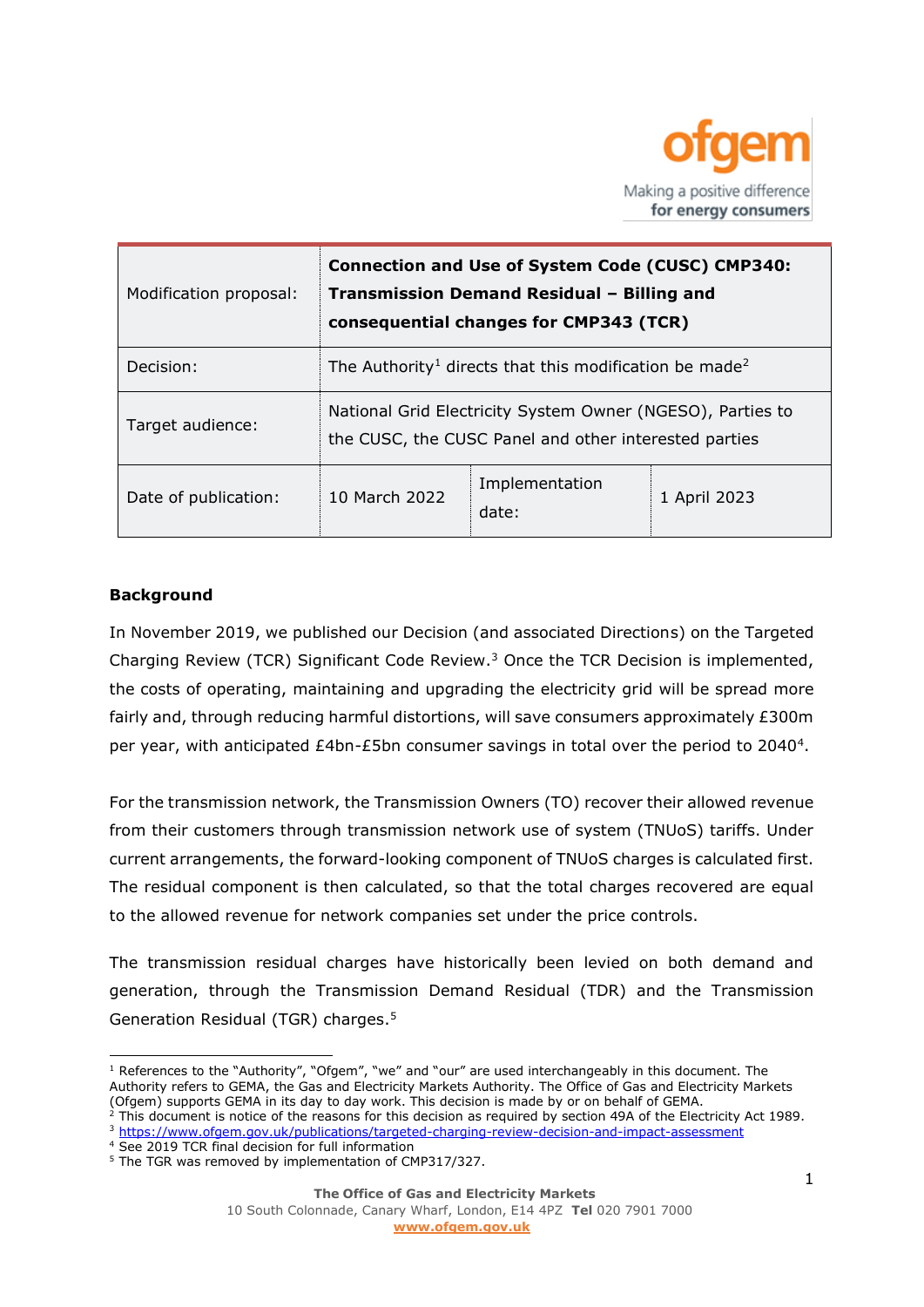| Modification proposal: | **Connection and Use of System Code (CUSC) CMP340: Transmission Demand Residual – Billing and consequential changes for CMP343 (TCR)** | | |
|---|---|---|---|
| Decision: | The Authority[1] directs that this modification be made[2] | | |
| Target audience: | National Grid Electricity System Owner (NGESO), Parties to the CUSC, the CUSC Panel and other interested parties | | |
| Date of publication: | 10 March 2022 | Implementation date: | 1 April 2023 |

## Background

In November 2019, we published our Decision (and associated Directions) on the Targeted Charging Review (TCR) Significant Code Review.[3] Once the TCR Decision is implemented, the costs of operating, maintaining and upgrading the electricity grid will be spread more fairly and, through reducing harmful distortions, will save consumers approximately £300m per year, with anticipated £4bn-£5bn consumer savings in total over the period to 2040[4].

For the transmission network, the Transmission Owners (TO) recover their allowed revenue from their customers through transmission network use of system (TNUoS) tariffs. Under current arrangements, the forward-looking component of TNUoS charges is calculated first. The residual component is then calculated, so that the total charges recovered are equal to the allowed revenue for network companies set under the price controls.

The transmission residual charges have historically been levied on both demand and generation, through the Transmission Demand Residual (TDR) and the Transmission Generation Residual (TGR) charges.[5]

---

[1] References to the "Authority", "Ofgem", "we" and "our" are used interchangeably in this document. The Authority refers to GEMA, the Gas and Electricity Markets Authority. The Office of Gas and Electricity Markets (Ofgem) supports GEMA in its day to day work. This decision is made by or on behalf of GEMA.

[2] This document is notice of the reasons for this decision as required by section 49A of the Electricity Act 1989.

[3] https://www.ofgem.gov.uk/publications/targeted-charging-review-decision-and-impact-assessment

[4] See 2019 TCR final decision for full information

[5] The TGR was removed by implementation of CMP317/327.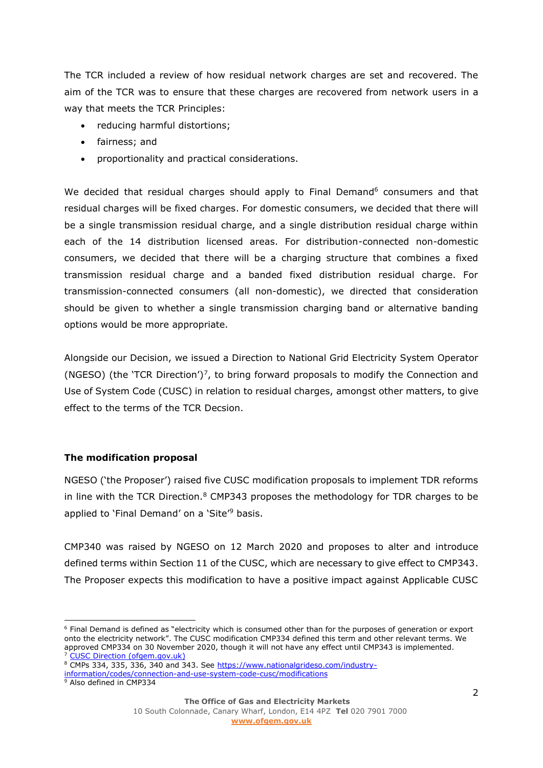The TCR included a review of how residual network charges are set and recovered. The aim of the TCR was to ensure that these charges are recovered from network users in a way that meets the TCR Principles:

- reducing harmful distortions;
- fairness; and
- proportionality and practical considerations.

We decided that residual charges should apply to Final Demand[6] consumers and that residual charges will be fixed charges. For domestic consumers, we decided that there will be a single transmission residual charge, and a single distribution residual charge within each of the 14 distribution licensed areas. For distribution-connected non-domestic consumers, we decided that there will be a charging structure that combines a fixed transmission residual charge and a banded fixed distribution residual charge. For transmission-connected consumers (all non-domestic), we directed that consideration should be given to whether a single transmission charging band or alternative banding options would be more appropriate.

Alongside our Decision, we issued a Direction to National Grid Electricity System Operator (NGESO) (the 'TCR Direction')[7], to bring forward proposals to modify the Connection and Use of System Code (CUSC) in relation to residual charges, amongst other matters, to give effect to the terms of the TCR Decsion.

**The modification proposal**

NGESO ('the Proposer') raised five CUSC modification proposals to implement TDR reforms in line with the TCR Direction.[8] CMP343 proposes the methodology for TDR charges to be applied to 'Final Demand' on a 'Site'[9] basis.

CMP340 was raised by NGESO on 12 March 2020 and proposes to alter and introduce defined terms within Section 11 of the CUSC, which are necessary to give effect to CMP343. The Proposer expects this modification to have a positive impact against Applicable CUSC

---

[6] Final Demand is defined as "electricity which is consumed other than for the purposes of generation or export onto the electricity network". The CUSC modification CMP334 defined this term and other relevant terms. We approved CMP334 on 30 November 2020, though it will not have any effect until CMP343 is implemented.

[7] [CUSC Direction (ofgem.gov.uk)](#)

[8] CMPs 334, 335, 336, 340 and 343. See [https://www.nationalgrideso.com/industry-information/codes/connection-and-use-of-system-code-cusc/modifications](https://www.nationalgrideso.com/industry-information/codes/connection-and-use-of-system-code-cusc/modifications)

[9] Also defined in CMP334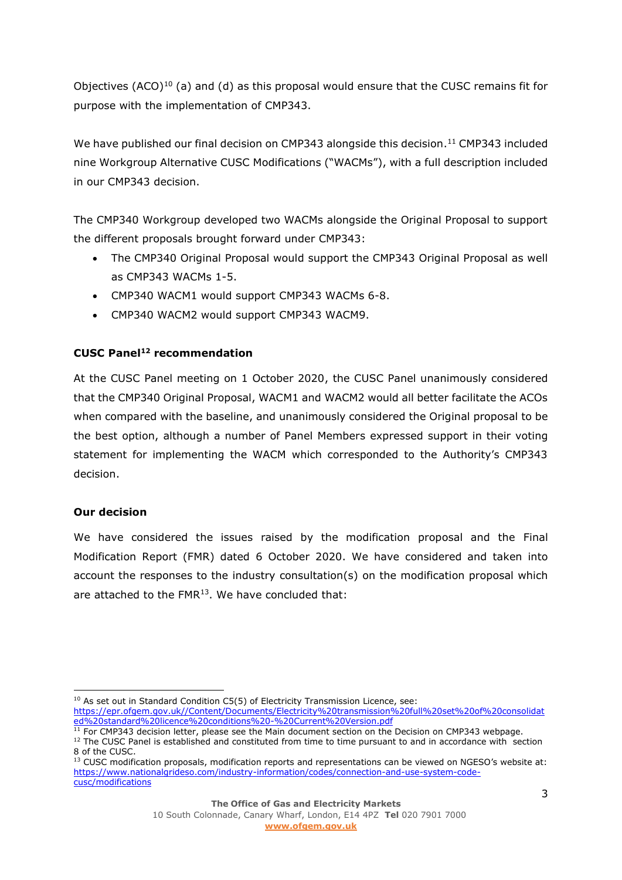Objectives (ACO)[10] (a) and (d) as this proposal would ensure that the CUSC remains fit for purpose with the implementation of CMP343.

We have published our final decision on CMP343 alongside this decision.[11] CMP343 included nine Workgroup Alternative CUSC Modifications ("WACMs"), with a full description included in our CMP343 decision.

The CMP340 Workgroup developed two WACMs alongside the Original Proposal to support the different proposals brought forward under CMP343:

- The CMP340 Original Proposal would support the CMP343 Original Proposal as well as CMP343 WACMs 1-5.
- CMP340 WACM1 would support CMP343 WACMs 6-8.
- CMP340 WACM2 would support CMP343 WACM9.

**CUSC Panel[12] recommendation**

At the CUSC Panel meeting on 1 October 2020, the CUSC Panel unanimously considered that the CMP340 Original Proposal, WACM1 and WACM2 would all better facilitate the ACOs when compared with the baseline, and unanimously considered the Original proposal to be the best option, although a number of Panel Members expressed support in their voting statement for implementing the WACM which corresponded to the Authority's CMP343 decision.

**Our decision**

We have considered the issues raised by the modification proposal and the Final Modification Report (FMR) dated 6 October 2020. We have considered and taken into account the responses to the industry consultation(s) on the modification proposal which are attached to the FMR[13]. We have concluded that:

---

[10] As set out in Standard Condition C5(5) of Electricity Transmission Licence, see: https://epr.ofgem.gov.uk//Content/Documents/Electricity%20transmission%20full%20set%20of%20consolidated%20standard%20licence%20conditions%20-%20Current%20Version.pdf

[11] For CMP343 decision letter, please see the Main document section on the Decision on CMP343 webpage.

[12] The CUSC Panel is established and constituted from time to time pursuant to and in accordance with section 8 of the CUSC.

[13] CUSC modification proposals, modification reports and representations can be viewed on NGESO's website at: https://www.nationalgrideso.com/industry-information/codes/connection-and-use-system-code-cusc/modifications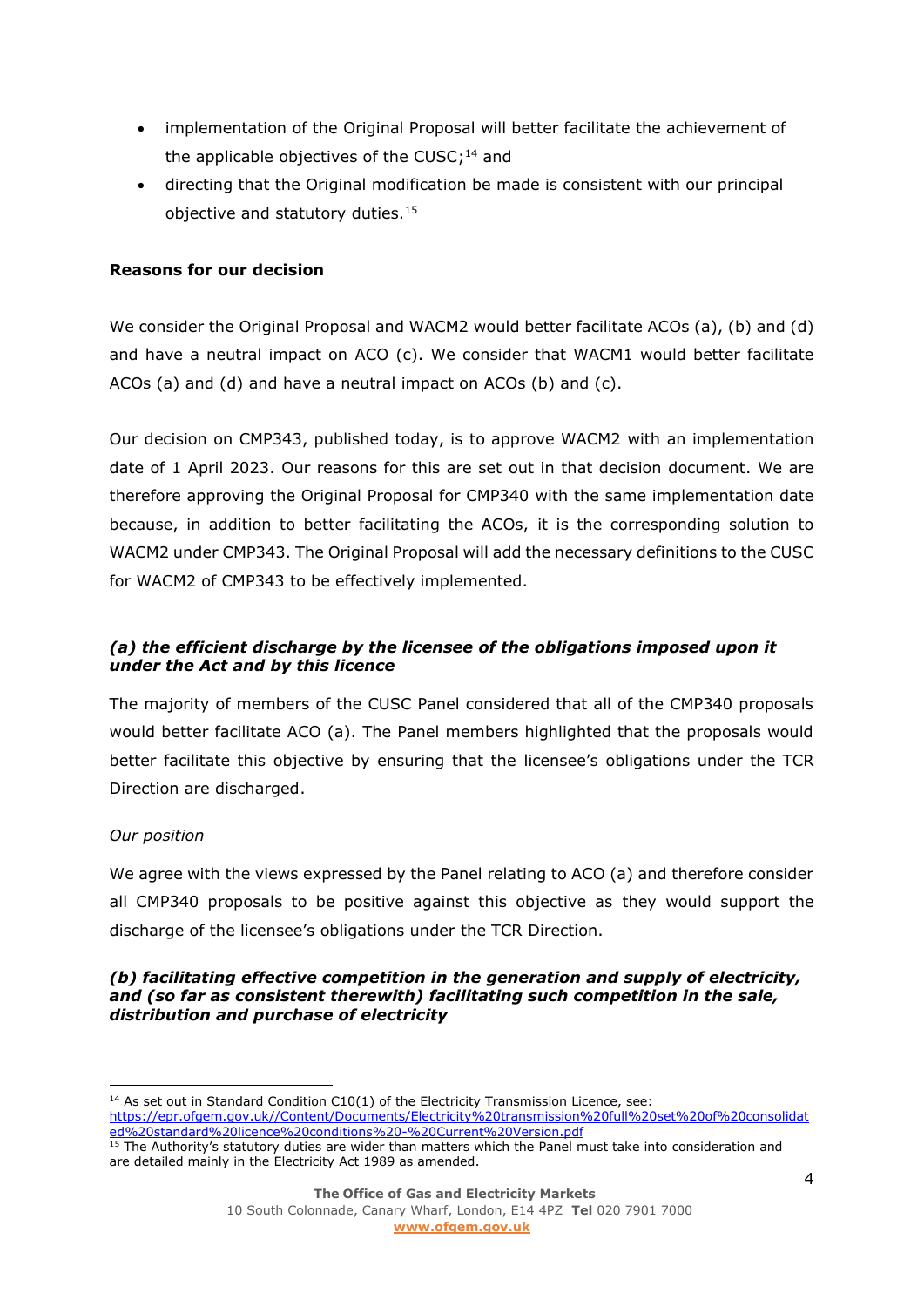- implementation of the Original Proposal will better facilitate the achievement of the applicable objectives of the CUSC;[14] and
- directing that the Original modification be made is consistent with our principal objective and statutory duties.[15]

**Reasons for our decision**

We consider the Original Proposal and WACM2 would better facilitate ACOs (a), (b) and (d) and have a neutral impact on ACO (c). We consider that WACM1 would better facilitate ACOs (a) and (d) and have a neutral impact on ACOs (b) and (c).

Our decision on CMP343, published today, is to approve WACM2 with an implementation date of 1 April 2023. Our reasons for this are set out in that decision document. We are therefore approving the Original Proposal for CMP340 with the same implementation date because, in addition to better facilitating the ACOs, it is the corresponding solution to WACM2 under CMP343. The Original Proposal will add the necessary definitions to the CUSC for WACM2 of CMP343 to be effectively implemented.

***(a) the efficient discharge by the licensee of the obligations imposed upon it under the Act and by this licence***

The majority of members of the CUSC Panel considered that all of the CMP340 proposals would better facilitate ACO (a). The Panel members highlighted that the proposals would better facilitate this objective by ensuring that the licensee's obligations under the TCR Direction are discharged.

*Our position*

We agree with the views expressed by the Panel relating to ACO (a) and therefore consider all CMP340 proposals to be positive against this objective as they would support the discharge of the licensee's obligations under the TCR Direction.

***(b) facilitating effective competition in the generation and supply of electricity, and (so far as consistent therewith) facilitating such competition in the sale, distribution and purchase of electricity***

---

[14] As set out in Standard Condition C10(1) of the Electricity Transmission Licence, see: https://epr.ofgem.gov.uk//Content/Documents/Electricity%20transmission%20full%20set%20of%20consolidated%20standard%20licence%20conditions%20-%20Current%20Version.pdf

[15] The Authority's statutory duties are wider than matters which the Panel must take into consideration and are detailed mainly in the Electricity Act 1989 as amended.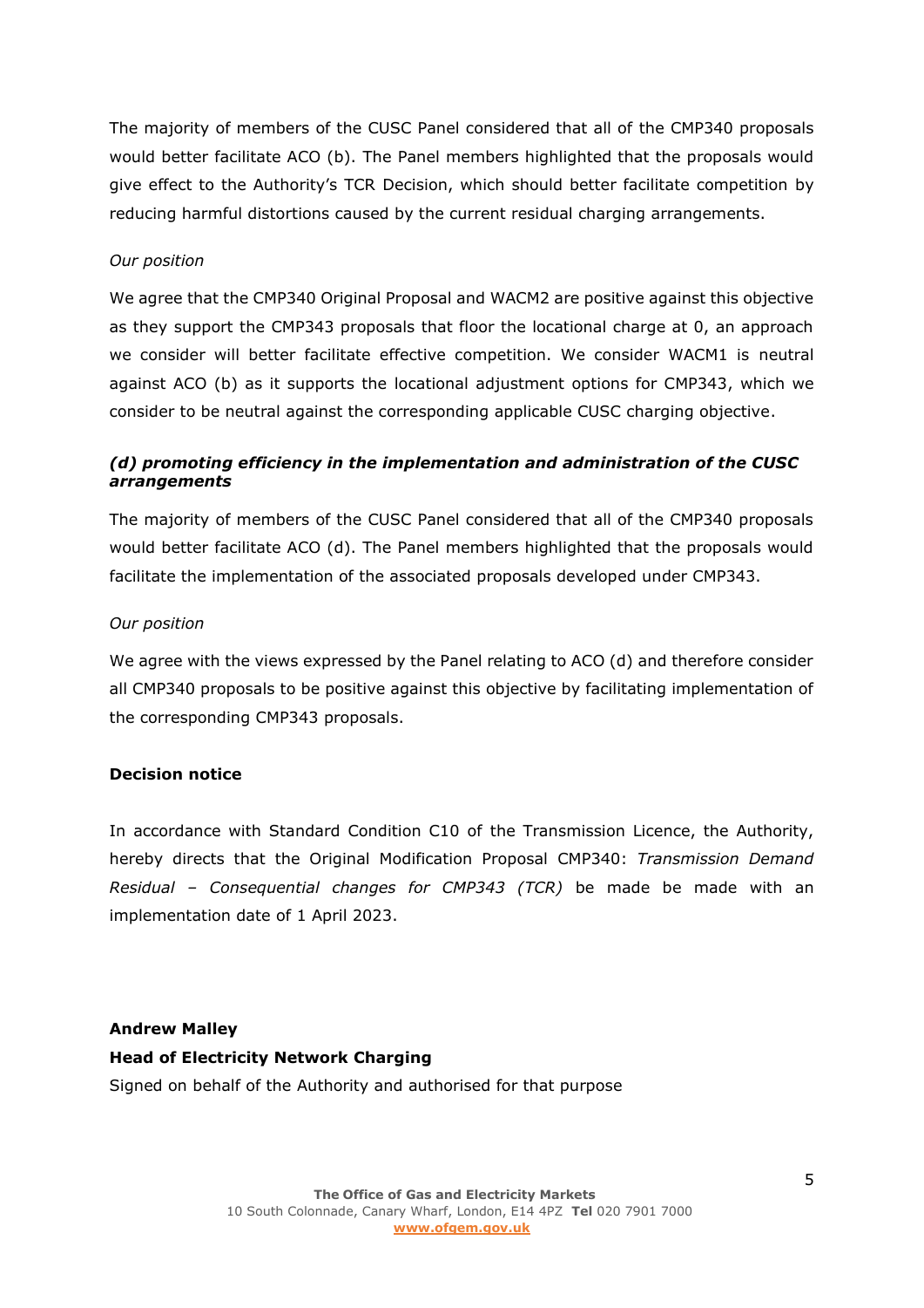The majority of members of the CUSC Panel considered that all of the CMP340 proposals would better facilitate ACO (b). The Panel members highlighted that the proposals would give effect to the Authority's TCR Decision, which should better facilitate competition by reducing harmful distortions caused by the current residual charging arrangements.

*Our position*

We agree that the CMP340 Original Proposal and WACM2 are positive against this objective as they support the CMP343 proposals that floor the locational charge at 0, an approach we consider will better facilitate effective competition. We consider WACM1 is neutral against ACO (b) as it supports the locational adjustment options for CMP343, which we consider to be neutral against the corresponding applicable CUSC charging objective.

***(d) promoting efficiency in the implementation and administration of the CUSC arrangements***

The majority of members of the CUSC Panel considered that all of the CMP340 proposals would better facilitate ACO (d). The Panel members highlighted that the proposals would facilitate the implementation of the associated proposals developed under CMP343.

*Our position*

We agree with the views expressed by the Panel relating to ACO (d) and therefore consider all CMP340 proposals to be positive against this objective by facilitating implementation of the corresponding CMP343 proposals.

**Decision notice**

In accordance with Standard Condition C10 of the Transmission Licence, the Authority, hereby directs that the Original Modification Proposal CMP340: *Transmission Demand Residual – Consequential changes for CMP343 (TCR)* be made be made with an implementation date of 1 April 2023.

**Andrew Malley**

**Head of Electricity Network Charging**

Signed on behalf of the Authority and authorised for that purpose